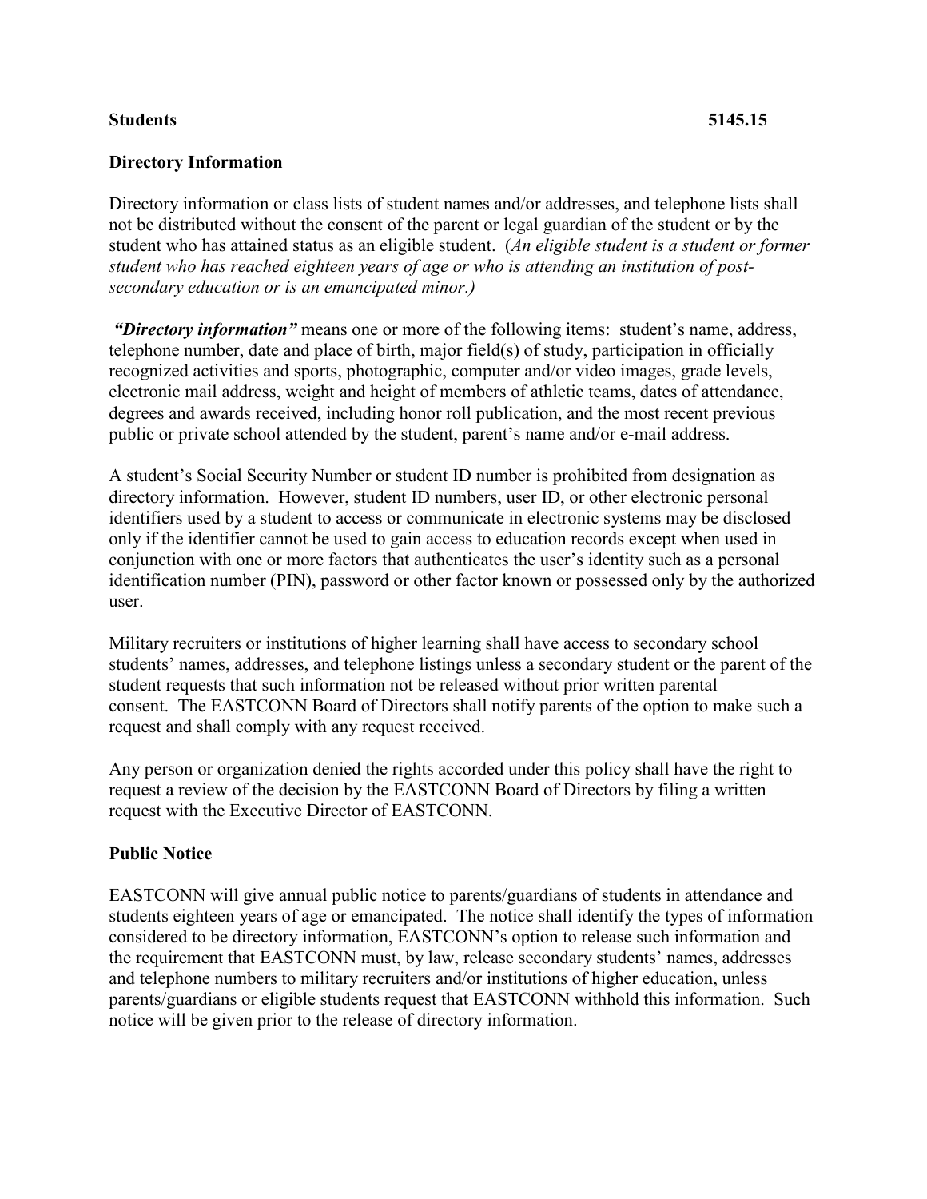**Students** **5145.15**

## Directory Information

Directory information or class lists of student names and/or addresses, and telephone lists shall not be distributed without the consent of the parent or legal guardian of the student or by the student who has attained status as an eligible student. (*An eligible student is a student or former student who has reached eighteen years of age or who is attending an institution of post-secondary education or is an emancipated minor.)*

***"Directory information"*** means one or more of the following items: student's name, address, telephone number, date and place of birth, major field(s) of study, participation in officially recognized activities and sports, photographic, computer and/or video images, grade levels, electronic mail address, weight and height of members of athletic teams, dates of attendance, degrees and awards received, including honor roll publication, and the most recent previous public or private school attended by the student, parent's name and/or e-mail address.

A student's Social Security Number or student ID number is prohibited from designation as directory information. However, student ID numbers, user ID, or other electronic personal identifiers used by a student to access or communicate in electronic systems may be disclosed only if the identifier cannot be used to gain access to education records except when used in conjunction with one or more factors that authenticates the user's identity such as a personal identification number (PIN), password or other factor known or possessed only by the authorized user.

Military recruiters or institutions of higher learning shall have access to secondary school students' names, addresses, and telephone listings unless a secondary student or the parent of the student requests that such information not be released without prior written parental consent. The EASTCONN Board of Directors shall notify parents of the option to make such a request and shall comply with any request received.

Any person or organization denied the rights accorded under this policy shall have the right to request a review of the decision by the EASTCONN Board of Directors by filing a written request with the Executive Director of EASTCONN.

## Public Notice

EASTCONN will give annual public notice to parents/guardians of students in attendance and students eighteen years of age or emancipated. The notice shall identify the types of information considered to be directory information, EASTCONN's option to release such information and the requirement that EASTCONN must, by law, release secondary students' names, addresses and telephone numbers to military recruiters and/or institutions of higher education, unless parents/guardians or eligible students request that EASTCONN withhold this information. Such notice will be given prior to the release of directory information.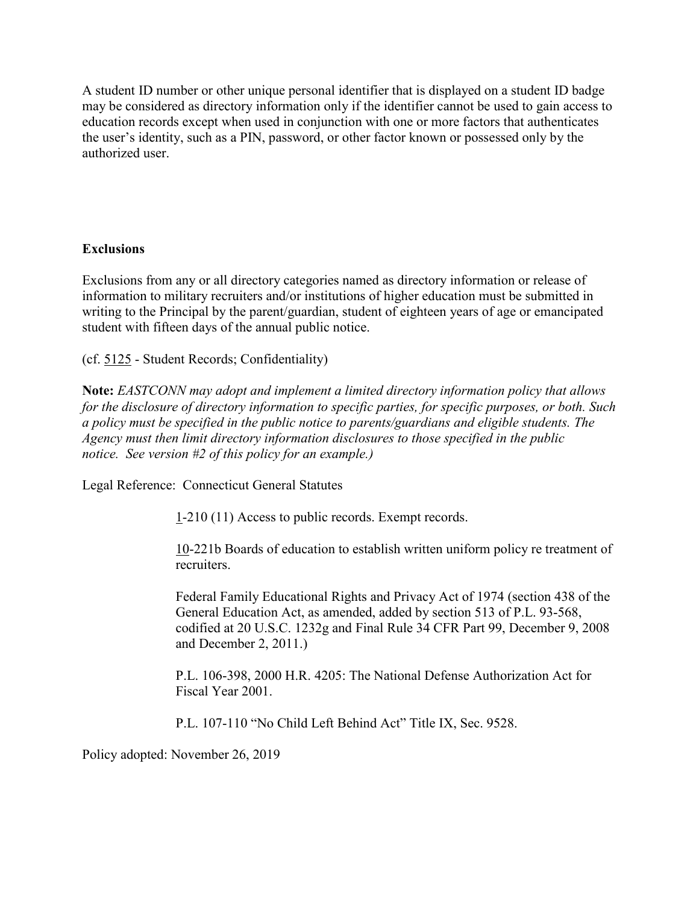A student ID number or other unique personal identifier that is displayed on a student ID badge may be considered as directory information only if the identifier cannot be used to gain access to education records except when used in conjunction with one or more factors that authenticates the user's identity, such as a PIN, password, or other factor known or possessed only by the authorized user.

**Exclusions**

Exclusions from any or all directory categories named as directory information or release of information to military recruiters and/or institutions of higher education must be submitted in writing to the Principal by the parent/guardian, student of eighteen years of age or emancipated student with fifteen days of the annual public notice.

(cf. 5125 - Student Records; Confidentiality)

**Note:** *EASTCONN may adopt and implement a limited directory information policy that allows for the disclosure of directory information to specific parties, for specific purposes, or both. Such a policy must be specified in the public notice to parents/guardians and eligible students. The Agency must then limit directory information disclosures to those specified in the public notice. See version #2 of this policy for an example.)*

Legal Reference: Connecticut General Statutes

1-210 (11) Access to public records. Exempt records.

10-221b Boards of education to establish written uniform policy re treatment of recruiters.

Federal Family Educational Rights and Privacy Act of 1974 (section 438 of the General Education Act, as amended, added by section 513 of P.L. 93-568, codified at 20 U.S.C. 1232g and Final Rule 34 CFR Part 99, December 9, 2008 and December 2, 2011.)

P.L. 106-398, 2000 H.R. 4205: The National Defense Authorization Act for Fiscal Year 2001.

P.L. 107-110 "No Child Left Behind Act" Title IX, Sec. 9528.

Policy adopted: November 26, 2019